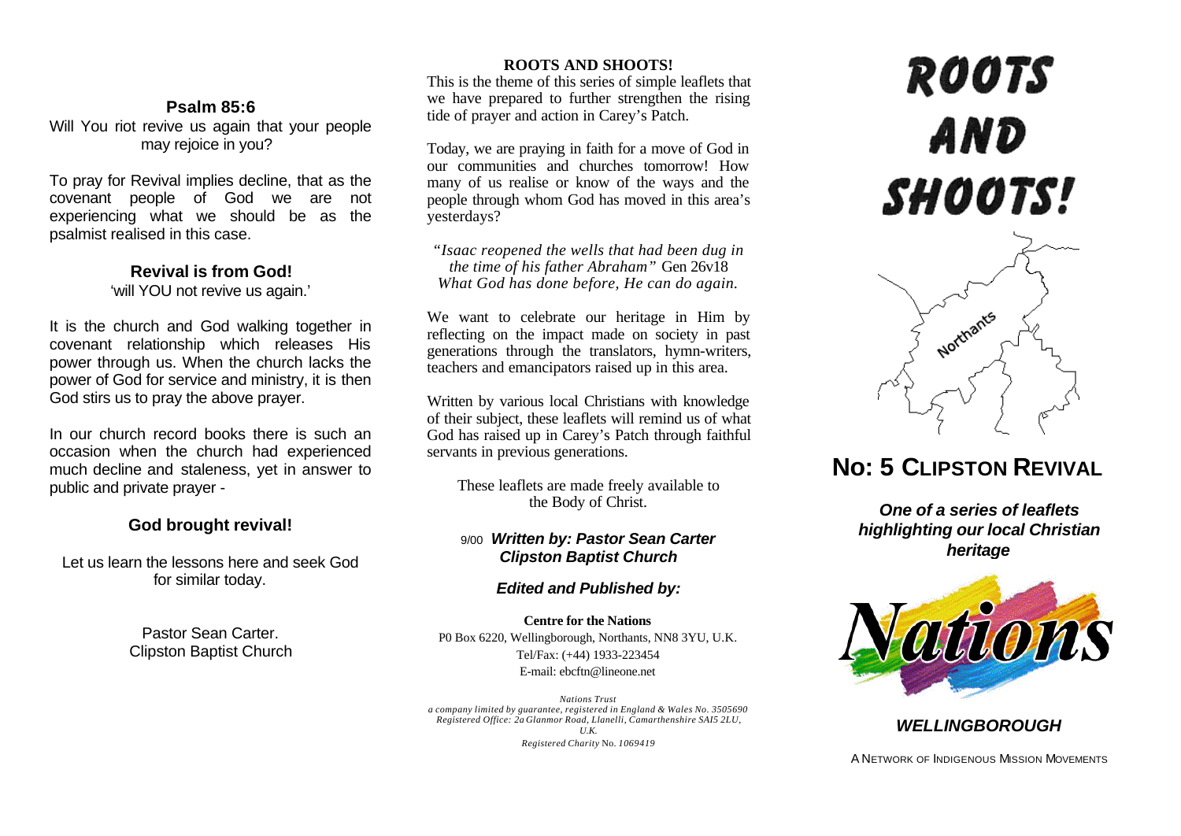## Psalm 85:6

Will You riot revive us again that your people may rejoice in you?

To pray for Revival implies decline, that as the covenant people of God we are not experiencing what we should be as the psalmist realised in this case.

### Revival is from God!

'will YOU not revive us again.'

It is the church and God walking together in covenant relationship which releases His power through us. When the church lacks the power of God for service and ministry, it is then God stirs us to pray the above prayer.

In our church record books there is such an occasion when the church had experienced much decline and staleness, yet in answer to public and private prayer -

### God brought revival!

Let us learn the lessons here and seek God for similar today.

Pastor Sean Carter.
Clipston Baptist Church

**ROOTS AND SHOOTS!**

This is the theme of this series of simple leaflets that we have prepared to further strengthen the rising tide of prayer and action in Carey's Patch.

Today, we are praying in faith for a move of God in our communities and churches tomorrow! How many of us realise or know of the ways and the people through whom God has moved in this area's yesterdays?

*"Isaac reopened the wells that had been dug in the time of his father Abraham"* Gen 26v18
*What God has done before, He can do again.*

We want to celebrate our heritage in Him by reflecting on the impact made on society in past generations through the translators, hymn-writers, teachers and emancipators raised up in this area.

Written by various local Christians with knowledge of their subject, these leaflets will remind us of what God has raised up in Carey's Patch through faithful servants in previous generations.

These leaflets are made freely available to the Body of Christ.

9/00 ***Written by: Pastor Sean Carter***
***Clipston Baptist Church***

***Edited and Published by:***

**Centre for the Nations**
P0 Box 6220, Wellingborough, Northants, NN8 3YU, U.K.
Tel/Fax: (+44) 1933-223454
E-mail: ebcftn@lineone.net

*Nations Trust*
*a company limited by guarantee, registered in England & Wales No. 3505690*
*Registered Office: 2a Glanmor Road, Llanelli, Camarthenshire SAI5 2LU, U.K.*
*Registered Charity* No. *1069419*

# ROOTS AND SHOOTS!

Northants

## No: 5 CLIPSTON REVIVAL

***One of a series of leaflets highlighting our local Christian heritage***

Nations

***WELLINGBOROUGH***

A NETWORK OF INDIGENOUS MISSION MOVEMENTS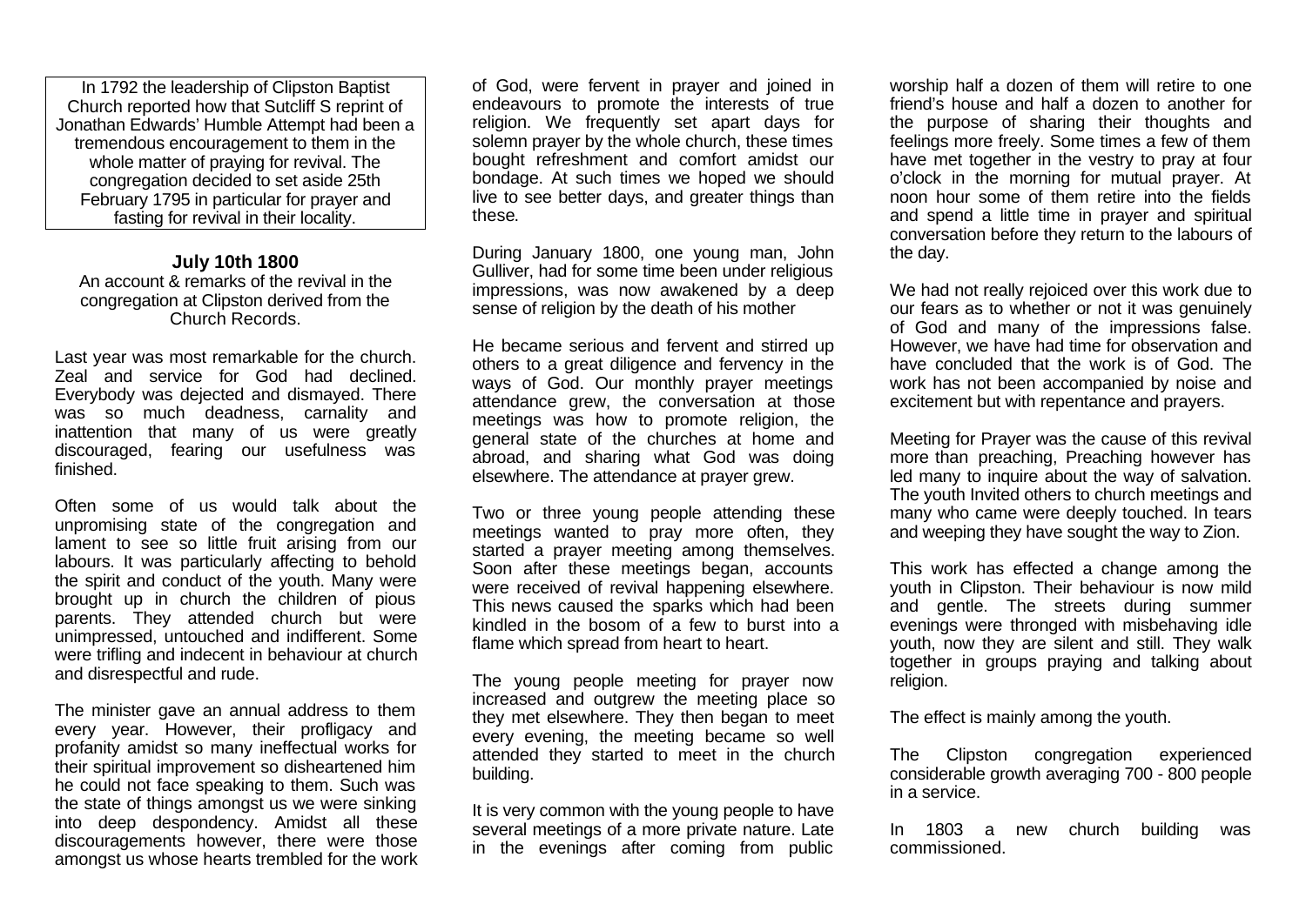In 1792 the leadership of Clipston Baptist Church reported how that Sutcliff S reprint of Jonathan Edwards' Humble Attempt had been a tremendous encouragement to them in the whole matter of praying for revival. The congregation decided to set aside 25th February 1795 in particular for prayer and fasting for revival in their locality.

### July 10th 1800

An account & remarks of the revival in the congregation at Clipston derived from the Church Records.

Last year was most remarkable for the church. Zeal and service for God had declined. Everybody was dejected and dismayed. There was so much deadness, carnality and inattention that many of us were greatly discouraged, fearing our usefulness was finished.

Often some of us would talk about the unpromising state of the congregation and lament to see so little fruit arising from our labours. It was particularly affecting to behold the spirit and conduct of the youth. Many were brought up in church the children of pious parents. They attended church but were unimpressed, untouched and indifferent. Some were trifling and indecent in behaviour at church and disrespectful and rude.

The minister gave an annual address to them every year. However, their profligacy and profanity amidst so many ineffectual works for their spiritual improvement so disheartened him he could not face speaking to them. Such was the state of things amongst us we were sinking into deep despondency. Amidst all these discouragements however, there were those amongst us whose hearts trembled for the work of God, were fervent in prayer and joined in endeavours to promote the interests of true religion. We frequently set apart days for solemn prayer by the whole church, these times bought refreshment and comfort amidst our bondage. At such times we hoped we should live to see better days, and greater things than these.

During January 1800, one young man, John Gulliver, had for some time been under religious impressions, was now awakened by a deep sense of religion by the death of his mother

He became serious and fervent and stirred up others to a great diligence and fervency in the ways of God. Our monthly prayer meetings attendance grew, the conversation at those meetings was how to promote religion, the general state of the churches at home and abroad, and sharing what God was doing elsewhere. The attendance at prayer grew.

Two or three young people attending these meetings wanted to pray more often, they started a prayer meeting among themselves. Soon after these meetings began, accounts were received of revival happening elsewhere. This news caused the sparks which had been kindled in the bosom of a few to burst into a flame which spread from heart to heart.

The young people meeting for prayer now increased and outgrew the meeting place so they met elsewhere. They then began to meet every evening, the meeting became so well attended they started to meet in the church building.

It is very common with the young people to have several meetings of a more private nature. Late in the evenings after coming from public worship half a dozen of them will retire to one friend's house and half a dozen to another for the purpose of sharing their thoughts and feelings more freely. Some times a few of them have met together in the vestry to pray at four o'clock in the morning for mutual prayer. At noon hour some of them retire into the fields and spend a little time in prayer and spiritual conversation before they return to the labours of the day.

We had not really rejoiced over this work due to our fears as to whether or not it was genuinely of God and many of the impressions false. However, we have had time for observation and have concluded that the work is of God. The work has not been accompanied by noise and excitement but with repentance and prayers.

Meeting for Prayer was the cause of this revival more than preaching, Preaching however has led many to inquire about the way of salvation. The youth Invited others to church meetings and many who came were deeply touched. In tears and weeping they have sought the way to Zion.

This work has effected a change among the youth in Clipston. Their behaviour is now mild and gentle. The streets during summer evenings were thronged with misbehaving idle youth, now they are silent and still. They walk together in groups praying and talking about religion.

The effect is mainly among the youth.

The Clipston congregation experienced considerable growth averaging 700 - 800 people in a service.

In 1803 a new church building was commissioned.